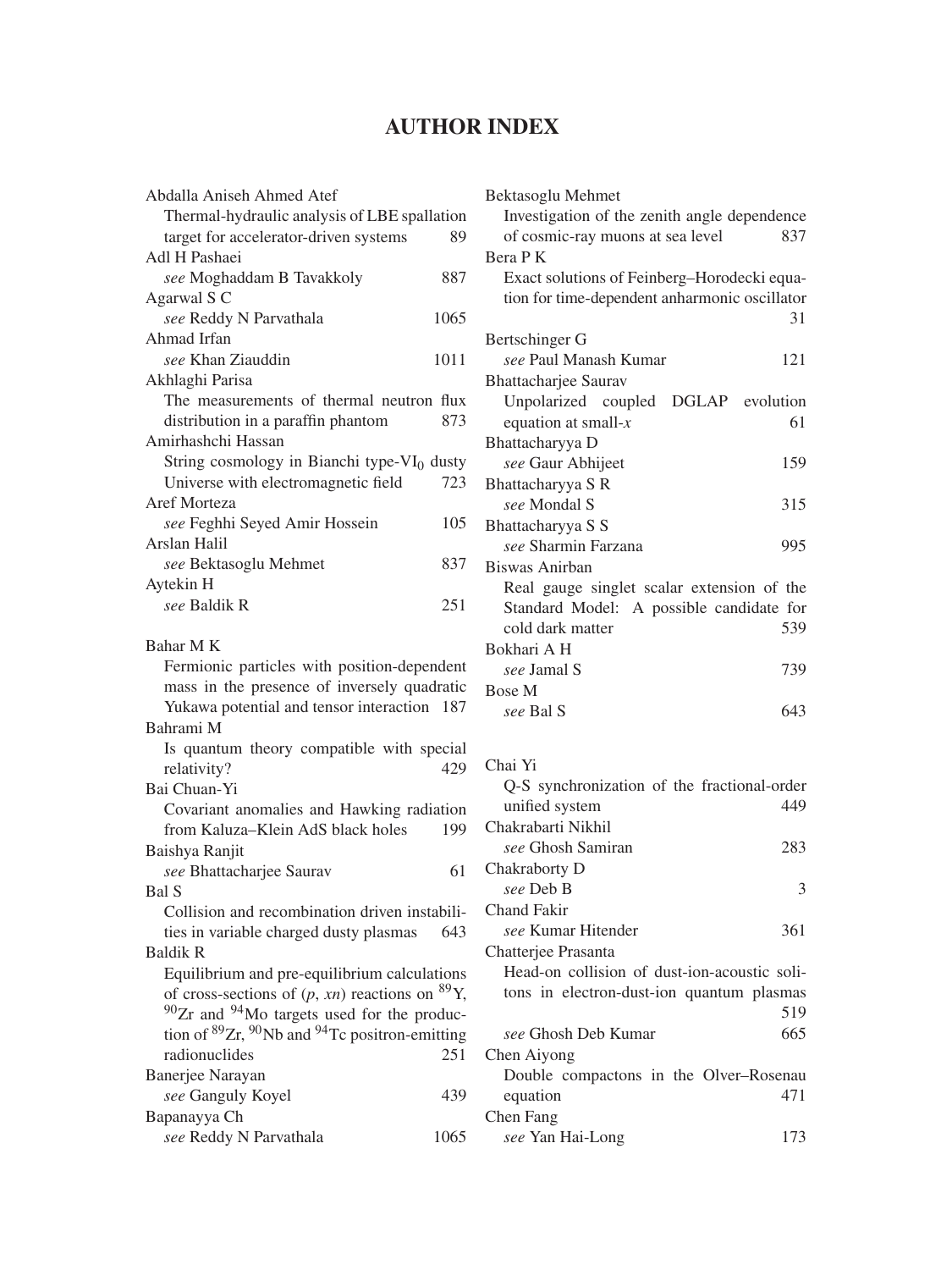# AUTHOR INDEX

Abdalla Aniseh Ahmed Atef
Thermal-hydraulic analysis of LBE spallation target for accelerator-driven systems 89

Adl H Pashaei
*see* Moghaddam B Tavakkoly 887

Agarwal S C
*see* Reddy N Parvathala 1065

Ahmad Irfan
*see* Khan Ziauddin 1011

Akhlaghi Parisa
The measurements of thermal neutron flux distribution in a paraffin phantom 873

Amirhashchi Hassan
String cosmology in Bianchi type-$VI_0$ dusty Universe with electromagnetic field 723

Aref Morteza
*see* Feghhi Seyed Amir Hossein 105

Arslan Halil
*see* Bektasoglu Mehmet 837

Aytekin H
*see* Baldik R 251

Bahar M K
Fermionic particles with position-dependent mass in the presence of inversely quadratic Yukawa potential and tensor interaction 187

Bahrami M
Is quantum theory compatible with special relativity? 429

Bai Chuan-Yi
Covariant anomalies and Hawking radiation from Kaluza–Klein AdS black holes 199

Baishya Ranjit
*see* Bhattacharjee Saurav 61

Bal S
Collision and recombination driven instabilities in variable charged dusty plasmas 643

Baldik R
Equilibrium and pre-equilibrium calculations of cross-sections of ($p$, $xn$) reactions on $^{89}$Y, $^{90}$Zr and $^{94}$Mo targets used for the production of $^{89}$Zr, $^{90}$Nb and $^{94}$Tc positron-emitting radionuclides 251

Banerjee Narayan
*see* Ganguly Koyel 439

Bapanayya Ch
*see* Reddy N Parvathala 1065

Bektasoglu Mehmet
Investigation of the zenith angle dependence of cosmic-ray muons at sea level 837

Bera P K
Exact solutions of Feinberg–Horodecki equation for time-dependent anharmonic oscillator 31

Bertschinger G
*see* Paul Manash Kumar 121

Bhattacharjee Saurav
Unpolarized coupled DGLAP evolution equation at small-$x$ 61

Bhattacharyya D
*see* Gaur Abhijeet 159

Bhattacharyya S R
*see* Mondal S 315

Bhattacharyya S S
*see* Sharmin Farzana 995

Biswas Anirban
Real gauge singlet scalar extension of the Standard Model: A possible candidate for cold dark matter 539

Bokhari A H
*see* Jamal S 739

Bose M
*see* Bal S 643

Chai Yi
Q-S synchronization of the fractional-order unified system 449

Chakrabarti Nikhil
*see* Ghosh Samiran 283

Chakraborty D
*see* Deb B 3

Chand Fakir
*see* Kumar Hitender 361

Chatterjee Prasanta
Head-on collision of dust-ion-acoustic solitons in electron-dust-ion quantum plasmas 519
*see* Ghosh Deb Kumar 665

Chen Aiyong
Double compactons in the Olver–Rosenau equation 471

Chen Fang
*see* Yan Hai-Long 173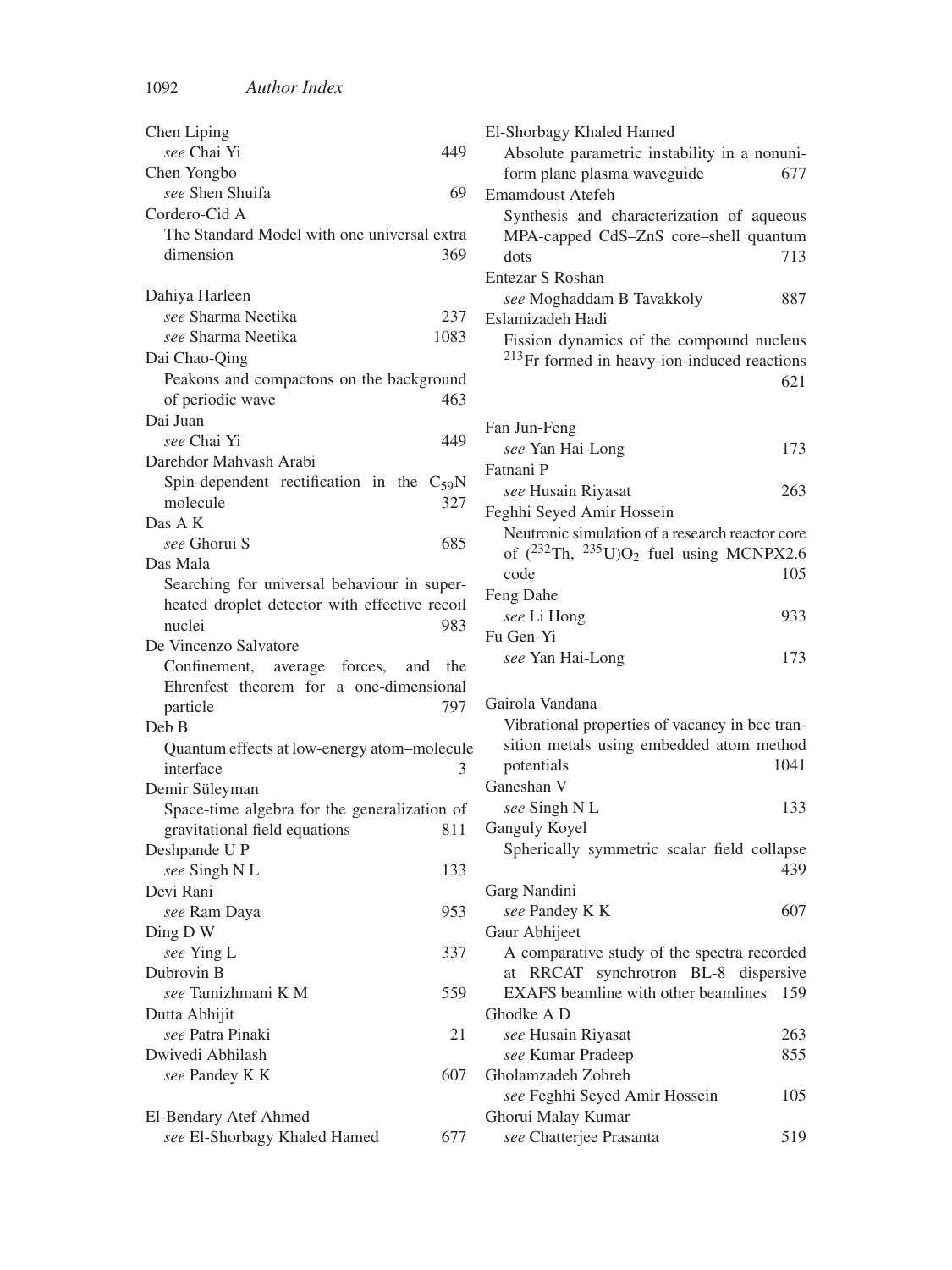Chen Liping
*see* Chai Yi 449

Chen Yongbo
*see* Shen Shuifa 69

Cordero-Cid A
The Standard Model with one universal extra dimension 369

Dahiya Harleen
*see* Sharma Neetika 237
*see* Sharma Neetika 1083

Dai Chao-Qing
Peakons and compactons on the background of periodic wave 463

Dai Juan
*see* Chai Yi 449

Darehdor Mahvash Arabi
Spin-dependent rectification in the $C_{59}N$ molecule 327

Das A K
*see* Ghorui S 685

Das Mala
Searching for universal behaviour in superheated droplet detector with effective recoil nuclei 983

De Vincenzo Salvatore
Confinement, average forces, and the Ehrenfest theorem for a one-dimensional particle 797

Deb B
Quantum effects at low-energy atom–molecule interface 3

Demir Süleyman
Space-time algebra for the generalization of gravitational field equations 811

Deshpande U P
*see* Singh N L 133

Devi Rani
*see* Ram Daya 953

Ding D W
*see* Ying L 337

Dubrovin B
*see* Tamizhmani K M 559

Dutta Abhijit
*see* Patra Pinaki 21

Dwivedi Abhilash
*see* Pandey K K 607

El-Bendary Atef Ahmed
*see* El-Shorbagy Khaled Hamed 677

El-Shorbagy Khaled Hamed
Absolute parametric instability in a nonuniform plane plasma waveguide 677

Emamdoust Atefeh
Synthesis and characterization of aqueous MPA-capped CdS–ZnS core–shell quantum dots 713

Entezar S Roshan
*see* Moghaddam B Tavakkoly 887

Eslamizadeh Hadi
Fission dynamics of the compound nucleus $^{213}$Fr formed in heavy-ion-induced reactions 621

Fan Jun-Feng
*see* Yan Hai-Long 173

Fatnani P
*see* Husain Riyasat 263

Feghhi Seyed Amir Hossein
Neutronic simulation of a research reactor core of ($^{232}$Th, $^{235}$U)$O_2$ fuel using MCNPX2.6 code 105

Feng Dahe
*see* Li Hong 933

Fu Gen-Yi
*see* Yan Hai-Long 173

Gairola Vandana
Vibrational properties of vacancy in bcc transition metals using embedded atom method potentials 1041

Ganeshan V
*see* Singh N L 133

Ganguly Koyel
Spherically symmetric scalar field collapse 439

Garg Nandini
*see* Pandey K K 607

Gaur Abhijeet
A comparative study of the spectra recorded at RRCAT synchrotron BL-8 dispersive EXAFS beamline with other beamlines 159

Ghodke A D
*see* Husain Riyasat 263
*see* Kumar Pradeep 855

Gholamzadeh Zohreh
*see* Feghhi Seyed Amir Hossein 105

Ghorui Malay Kumar
*see* Chatterjee Prasanta 519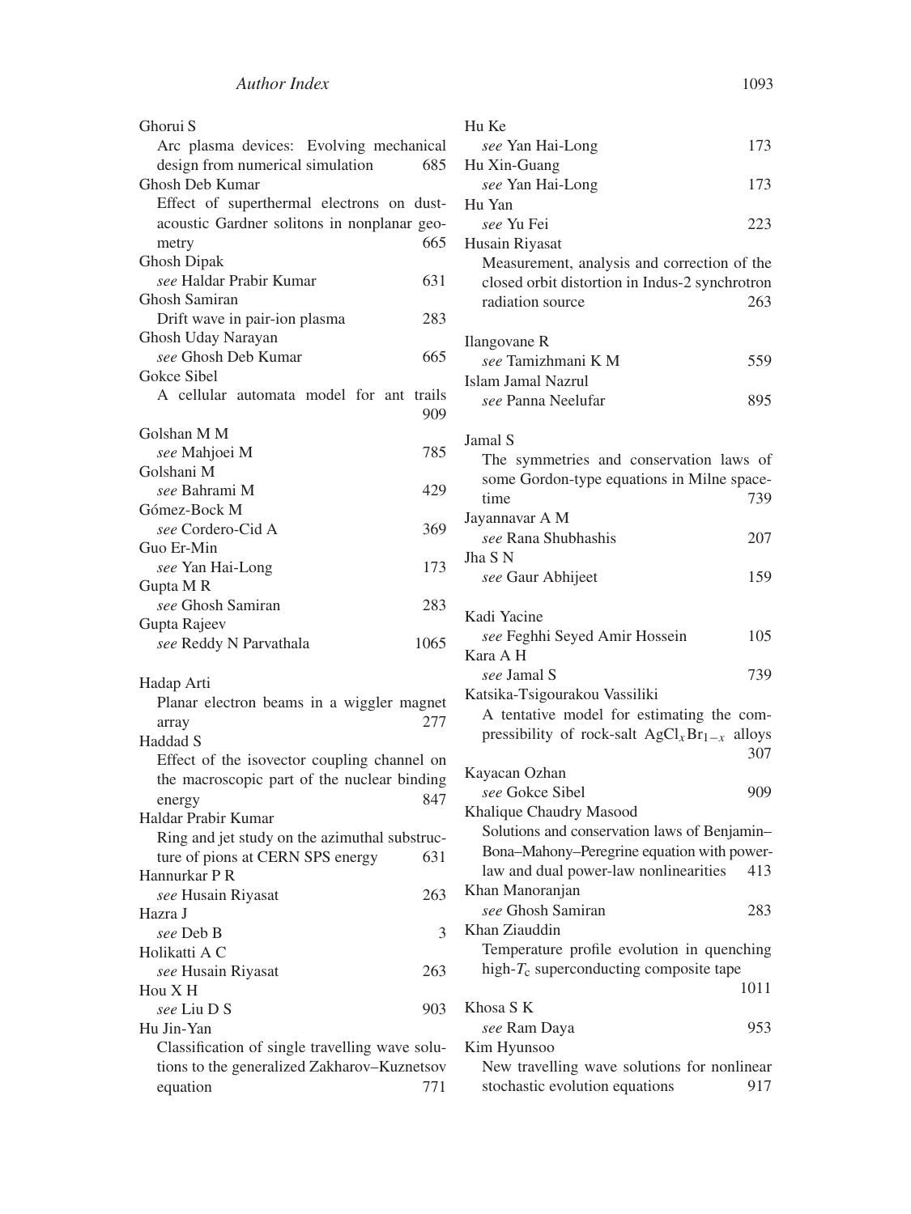Ghorui S
  Arc plasma devices: Evolving mechanical design from numerical simulation 685
Ghosh Deb Kumar
  Effect of superthermal electrons on dust-acoustic Gardner solitons in nonplanar geometry 665
Ghosh Dipak
  *see* Haldar Prabir Kumar 631
Ghosh Samiran
  Drift wave in pair-ion plasma 283
Ghosh Uday Narayan
  *see* Ghosh Deb Kumar 665
Gokce Sibel
  A cellular automata model for ant trails 909
Golshan M M
  *see* Mahjoei M 785
Golshani M
  *see* Bahrami M 429
Gómez-Bock M
  *see* Cordero-Cid A 369
Guo Er-Min
  *see* Yan Hai-Long 173
Gupta M R
  *see* Ghosh Samiran 283
Gupta Rajeev
  *see* Reddy N Parvathala 1065

Hadap Arti
  Planar electron beams in a wiggler magnet array 277
Haddad S
  Effect of the isovector coupling channel on the macroscopic part of the nuclear binding energy 847
Haldar Prabir Kumar
  Ring and jet study on the azimuthal substructure of pions at CERN SPS energy 631
Hannurkar P R
  *see* Husain Riyasat 263
Hazra J
  *see* Deb B 3
Holikatti A C
  *see* Husain Riyasat 263
Hou X H
  *see* Liu D S 903
Hu Jin-Yan
  Classification of single travelling wave solutions to the generalized Zakharov–Kuznetsov equation 771
Hu Ke
  *see* Yan Hai-Long 173
Hu Xin-Guang
  *see* Yan Hai-Long 173
Hu Yan
  *see* Yu Fei 223
Husain Riyasat
  Measurement, analysis and correction of the closed orbit distortion in Indus-2 synchrotron radiation source 263

Ilangovane R
  *see* Tamizhmani K M 559
Islam Jamal Nazrul
  *see* Panna Neelufar 895

Jamal S
  The symmetries and conservation laws of some Gordon-type equations in Milne spacetime 739
Jayannavar A M
  *see* Rana Shubhashis 207
Jha S N
  *see* Gaur Abhijeet 159

Kadi Yacine
  *see* Feghhi Seyed Amir Hossein 105
Kara A H
  *see* Jamal S 739
Katsika-Tsigourakou Vassiliki
  A tentative model for estimating the compressibility of rock-salt $AgCl_xBr_{1-x}$ alloys 307
Kayacan Ozhan
  *see* Gokce Sibel 909
Khalique Chaudry Masood
  Solutions and conservation laws of Benjamin–Bona–Mahony–Peregrine equation with power-law and dual power-law nonlinearities 413
Khan Manoranjan
  *see* Ghosh Samiran 283
Khan Ziauddin
  Temperature profile evolution in quenching high-$T_c$ superconducting composite tape 1011
Khosa S K
  *see* Ram Daya 953
Kim Hyunsoo
  New travelling wave solutions for nonlinear stochastic evolution equations 917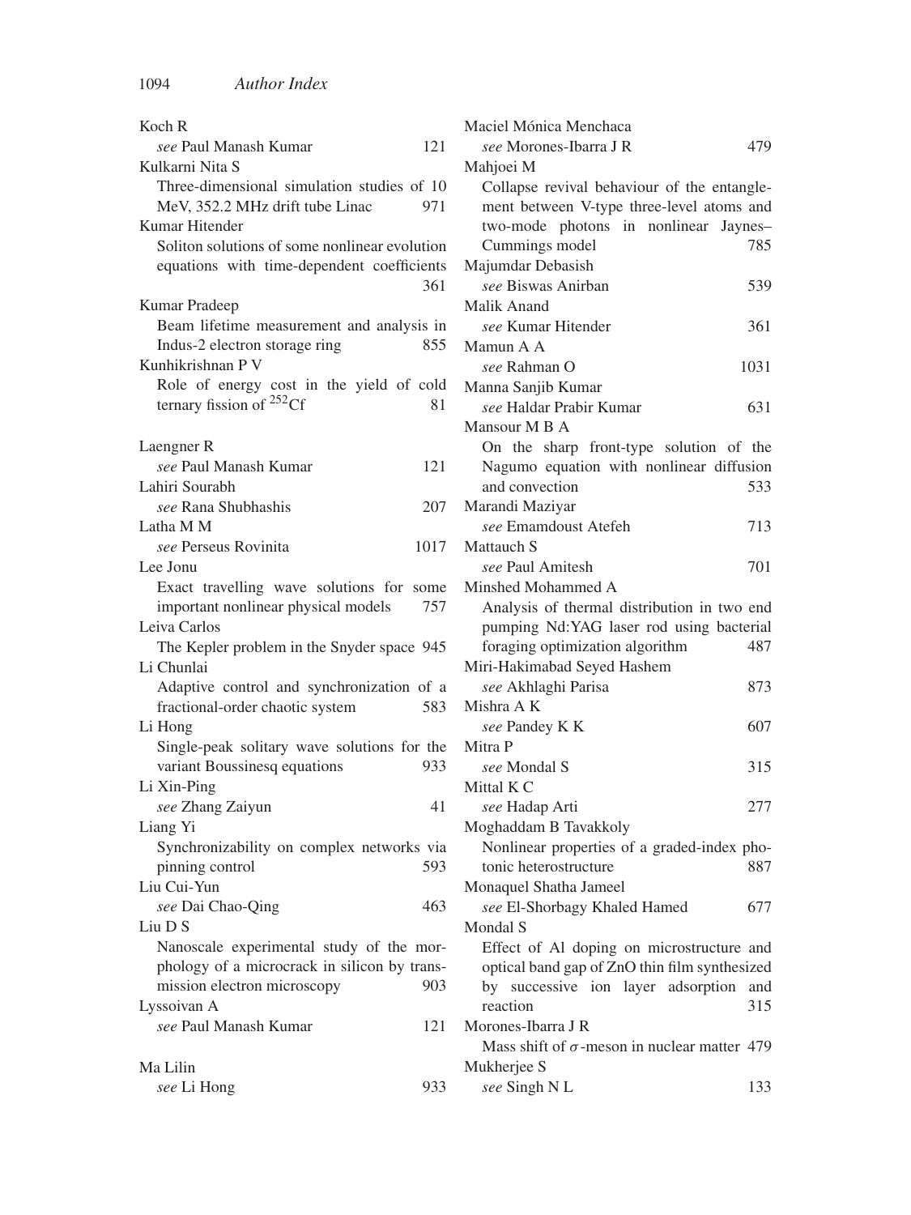Koch R
*see* Paul Manash Kumar 121

Kulkarni Nita S
Three-dimensional simulation studies of 10 MeV, 352.2 MHz drift tube Linac 971

Kumar Hitender
Soliton solutions of some nonlinear evolution equations with time-dependent coefficients 361

Kumar Pradeep
Beam lifetime measurement and analysis in Indus-2 electron storage ring 855

Kunhikrishnan P V
Role of energy cost in the yield of cold ternary fission of $^{252}$Cf 81

Laengner R
*see* Paul Manash Kumar 121

Lahiri Sourabh
*see* Rana Shubhashis 207

Latha M M
*see* Perseus Rovinita 1017

Lee Jonu
Exact travelling wave solutions for some important nonlinear physical models 757

Leiva Carlos
The Kepler problem in the Snyder space 945

Li Chunlai
Adaptive control and synchronization of a fractional-order chaotic system 583

Li Hong
Single-peak solitary wave solutions for the variant Boussinesq equations 933

Li Xin-Ping
*see* Zhang Zaiyun 41

Liang Yi
Synchronizability on complex networks via pinning control 593

Liu Cui-Yun
*see* Dai Chao-Qing 463

Liu D S
Nanoscale experimental study of the morphology of a microcrack in silicon by transmission electron microscopy 903

Lyssoivan A
*see* Paul Manash Kumar 121

Ma Lilin
*see* Li Hong 933

Maciel Mónica Menchaca
*see* Morones-Ibarra J R 479

Mahjoei M
Collapse revival behaviour of the entanglement between V-type three-level atoms and two-mode photons in nonlinear Jaynes–Cummings model 785

Majumdar Debasish
*see* Biswas Anirban 539

Malik Anand
*see* Kumar Hitender 361

Mamun A A
*see* Rahman O 1031

Manna Sanjib Kumar
*see* Haldar Prabir Kumar 631

Mansour M B A
On the sharp front-type solution of the Nagumo equation with nonlinear diffusion and convection 533

Marandi Maziyar
*see* Emamdoust Atefeh 713

Mattauch S
*see* Paul Amitesh 701

Minshed Mohammed A
Analysis of thermal distribution in two end pumping Nd:YAG laser rod using bacterial foraging optimization algorithm 487

Miri-Hakimabad Seyed Hashem
*see* Akhlaghi Parisa 873

Mishra A K
*see* Pandey K K 607

Mitra P
*see* Mondal S 315

Mittal K C
*see* Hadap Arti 277

Moghaddam B Tavakkoly
Nonlinear properties of a graded-index photonic heterostructure 887

Monaquel Shatha Jameel
*see* El-Shorbagy Khaled Hamed 677

Mondal S
Effect of Al doping on microstructure and optical band gap of ZnO thin film synthesized by successive ion layer adsorption and reaction 315

Morones-Ibarra J R
Mass shift of $\sigma$-meson in nuclear matter 479

Mukherjee S
*see* Singh N L 133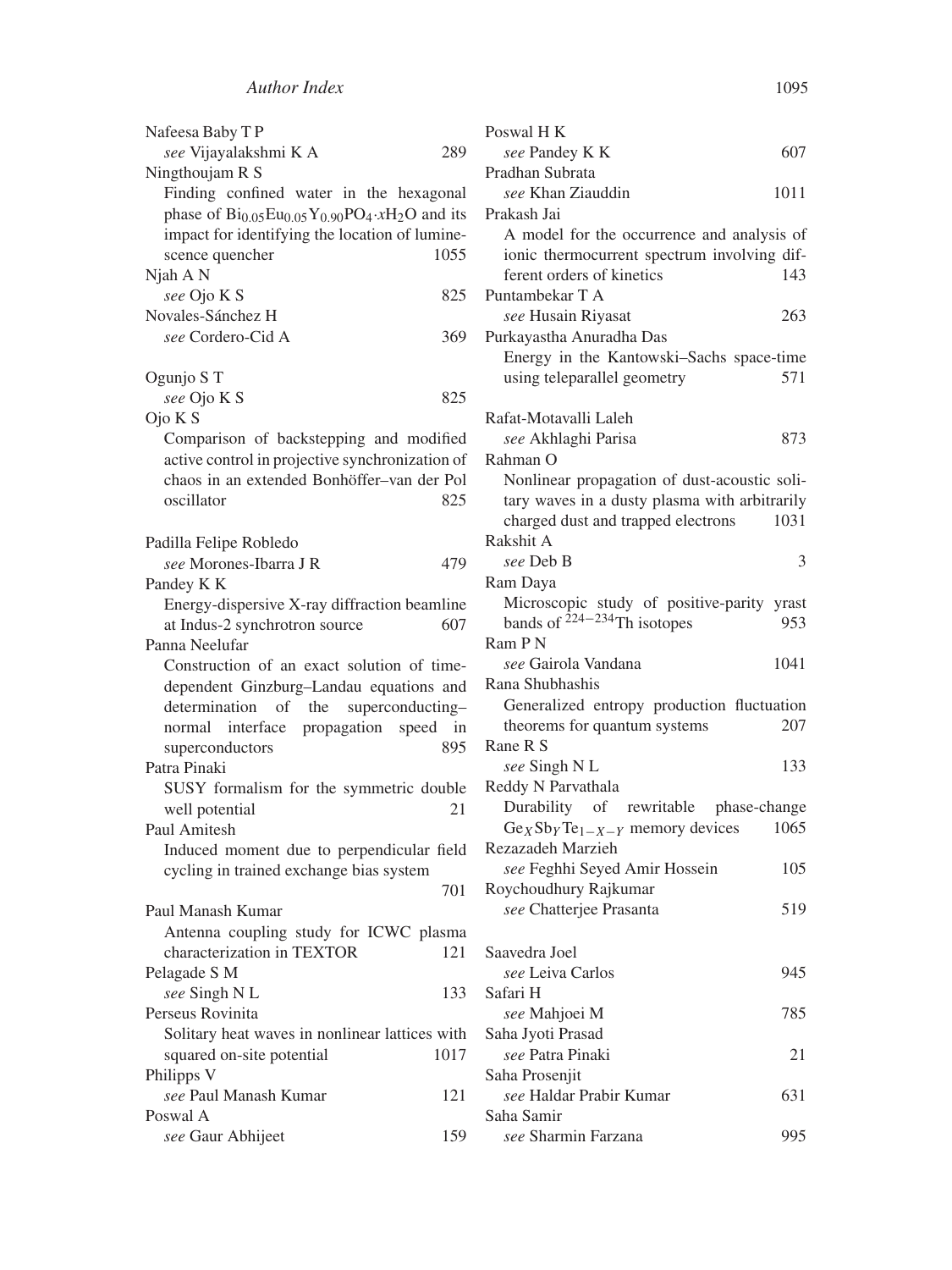Nafeesa Baby T P
*see* Vijayalakshmi K A 289

Ningthoujam R S
Finding confined water in the hexagonal phase of $Bi_{0.05}Eu_{0.05}Y_{0.90}PO_4 \cdot xH_2O$ and its impact for identifying the location of luminescence quencher 1055

Njah A N
*see* Ojo K S 825

Novales-Sánchez H
*see* Cordero-Cid A 369

Ogunjo S T
*see* Ojo K S 825

Ojo K S
Comparison of backstepping and modified active control in projective synchronization of chaos in an extended Bonhöffer–van der Pol oscillator 825

Padilla Felipe Robledo
*see* Morones-Ibarra J R 479

Pandey K K
Energy-dispersive X-ray diffraction beamline at Indus-2 synchrotron source 607

Panna Neelufar
Construction of an exact solution of time-dependent Ginzburg–Landau equations and determination of the superconducting–normal interface propagation speed in superconductors 895

Patra Pinaki
SUSY formalism for the symmetric double well potential 21

Paul Amitesh
Induced moment due to perpendicular field cycling in trained exchange bias system 701

Paul Manash Kumar
Antenna coupling study for ICWC plasma characterization in TEXTOR 121

Pelagade S M
*see* Singh N L 133

Perseus Rovinita
Solitary heat waves in nonlinear lattices with squared on-site potential 1017

Philipps V
*see* Paul Manash Kumar 121

Poswal A
*see* Gaur Abhijeet 159

Poswal H K
*see* Pandey K K 607

Pradhan Subrata
*see* Khan Ziauddin 1011

Prakash Jai
A model for the occurrence and analysis of ionic thermocurrent spectrum involving different orders of kinetics 143

Puntambekar T A
*see* Husain Riyasat 263

Purkayastha Anuradha Das
Energy in the Kantowski–Sachs space-time using teleparallel geometry 571

Rafat-Motavalli Laleh
*see* Akhlaghi Parisa 873

Rahman O
Nonlinear propagation of dust-acoustic solitary waves in a dusty plasma with arbitrarily charged dust and trapped electrons 1031

Rakshit A
*see* Deb B 3

Ram Daya
Microscopic study of positive-parity yrast bands of $^{224-234}$Th isotopes 953

Ram P N
*see* Gairola Vandana 1041

Rana Shubhashis
Generalized entropy production fluctuation theorems for quantum systems 207

Rane R S
*see* Singh N L 133

Reddy N Parvathala
Durability of rewritable phase-change $Ge_XSb_YTe_{1-X-Y}$ memory devices 1065

Rezazadeh Marzieh
*see* Feghhi Seyed Amir Hossein 105

Roychoudhury Rajkumar
*see* Chatterjee Prasanta 519

Saavedra Joel
*see* Leiva Carlos 945

Safari H
*see* Mahjoei M 785

Saha Jyoti Prasad
*see* Patra Pinaki 21

Saha Prosenjit
*see* Haldar Prabir Kumar 631

Saha Samir
*see* Sharmin Farzana 995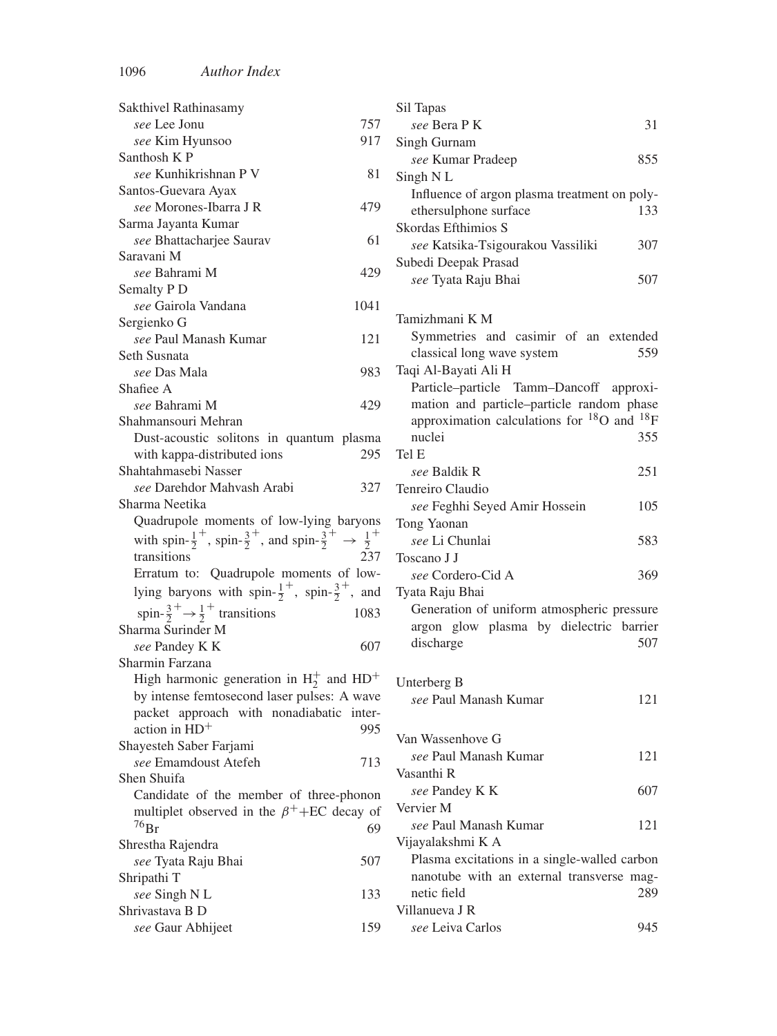Sakthivel Rathinasamy
*see* Lee Jonu 757
*see* Kim Hyunsoo 917

Santhosh K P
*see* Kunhikrishnan P V 81

Santos-Guevara Ayax
*see* Morones-Ibarra J R 479

Sarma Jayanta Kumar
*see* Bhattacharjee Saurav 61

Saravani M
*see* Bahrami M 429

Semalty P D
*see* Gairola Vandana 1041

Sergienko G
*see* Paul Manash Kumar 121

Seth Susnata
*see* Das Mala 983

Shafiee A
*see* Bahrami M 429

Shahmansouri Mehran
Dust-acoustic solitons in quantum plasma with kappa-distributed ions 295

Shahtahmasebi Nasser
*see* Darehdor Mahvash Arabi 327

Sharma Neetika
Quadrupole moments of low-lying baryons with spin-$\frac{1}{2}^+$, spin-$\frac{3}{2}^+$, and spin-$\frac{3}{2}^+ \rightarrow \frac{1}{2}^+$ transitions 237
Erratum to: Quadrupole moments of low-lying baryons with spin-$\frac{1}{2}^+$, spin-$\frac{3}{2}^+$, and spin-$\frac{3}{2}^+ \rightarrow \frac{1}{2}^+$ transitions 1083

Sharma Surinder M
*see* Pandey K K 607

Sharmin Farzana
High harmonic generation in $H_2^+$ and $HD^+$ by intense femtosecond laser pulses: A wave packet approach with nonadiabatic interaction in $HD^+$ 995

Shayesteh Saber Farjami
*see* Emamdoust Atefeh 713

Shen Shuifa
Candidate of the member of three-phonon multiplet observed in the $\beta^+$+EC decay of $^{76}$Br 69

Shrestha Rajendra
*see* Tyata Raju Bhai 507

Shripathi T
*see* Singh N L 133

Shrivastava B D
*see* Gaur Abhijeet 159

Sil Tapas
*see* Bera P K 31

Singh Gurnam
*see* Kumar Pradeep 855

Singh N L
Influence of argon plasma treatment on polyethersulphone surface 133

Skordas Efthimios S
*see* Katsika-Tsigourakou Vassiliki 307

Subedi Deepak Prasad
*see* Tyata Raju Bhai 507

Tamizhmani K M
Symmetries and casimir of an extended classical long wave system 559

Taqi Al-Bayati Ali H
Particle–particle Tamm–Dancoff approximation and particle–particle random phase approximation calculations for $^{18}$O and $^{18}$F nuclei 355

Tel E
*see* Baldik R 251

Tenreiro Claudio
*see* Feghhi Seyed Amir Hossein 105

Tong Yaonan
*see* Li Chunlai 583

Toscano J J
*see* Cordero-Cid A 369

Tyata Raju Bhai
Generation of uniform atmospheric pressure argon glow plasma by dielectric barrier discharge 507

Unterberg B
*see* Paul Manash Kumar 121

Van Wassenhove G
*see* Paul Manash Kumar 121

Vasanthi R
*see* Pandey K K 607

Vervier M
*see* Paul Manash Kumar 121

Vijayalakshmi K A
Plasma excitations in a single-walled carbon nanotube with an external transverse magnetic field 289

Villanueva J R
*see* Leiva Carlos 945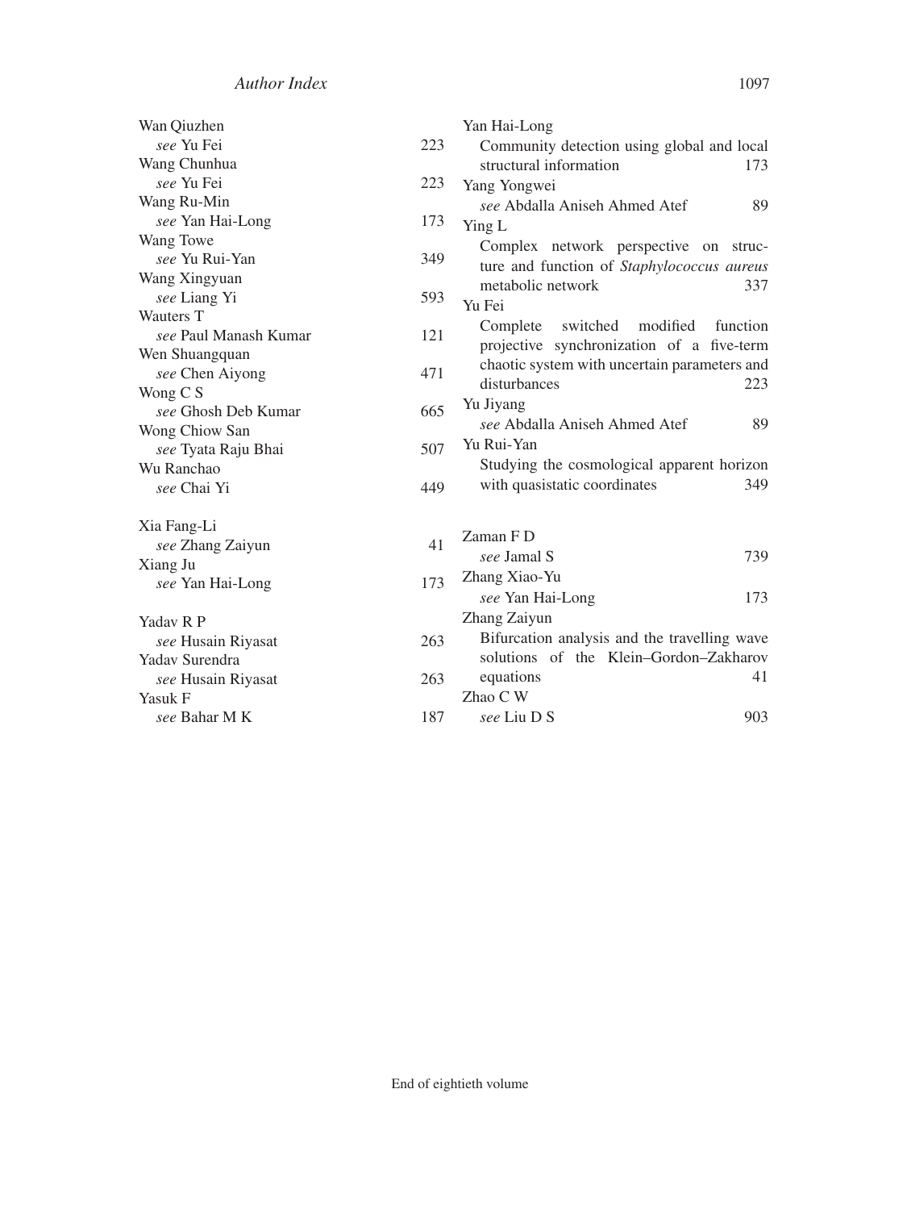Wan Qiuzhen
  *see* Yu Fei 223
Wang Chunhua
  *see* Yu Fei 223
Wang Ru-Min
  *see* Yan Hai-Long 173
Wang Towe
  *see* Yu Rui-Yan 349
Wang Xingyuan
  *see* Liang Yi 593
Wauters T
  *see* Paul Manash Kumar 121
Wen Shuangquan
  *see* Chen Aiyong 471
Wong C S
  *see* Ghosh Deb Kumar 665
Wong Chiow San
  *see* Tyata Raju Bhai 507
Wu Ranchao
  *see* Chai Yi 449

Xia Fang-Li
  *see* Zhang Zaiyun 41
Xiang Ju
  *see* Yan Hai-Long 173

Yadav R P
  *see* Husain Riyasat 263
Yadav Surendra
  *see* Husain Riyasat 263
Yasuk F
  *see* Bahar M K 187
Yan Hai-Long
  Community detection using global and local structural information 173
Yang Yongwei
  *see* Abdalla Aniseh Ahmed Atef 89
Ying L
  Complex network perspective on structure and function of *Staphylococcus aureus* metabolic network 337
Yu Fei
  Complete switched modified function projective synchronization of a five-term chaotic system with uncertain parameters and disturbances 223
Yu Jiyang
  *see* Abdalla Aniseh Ahmed Atef 89
Yu Rui-Yan
  Studying the cosmological apparent horizon with quasistatic coordinates 349

Zaman F D
  *see* Jamal S 739
Zhang Xiao-Yu
  *see* Yan Hai-Long 173
Zhang Zaiyun
  Bifurcation analysis and the travelling wave solutions of the Klein–Gordon–Zakharov equations 41
Zhao C W
  *see* Liu D S 903

End of eightieth volume